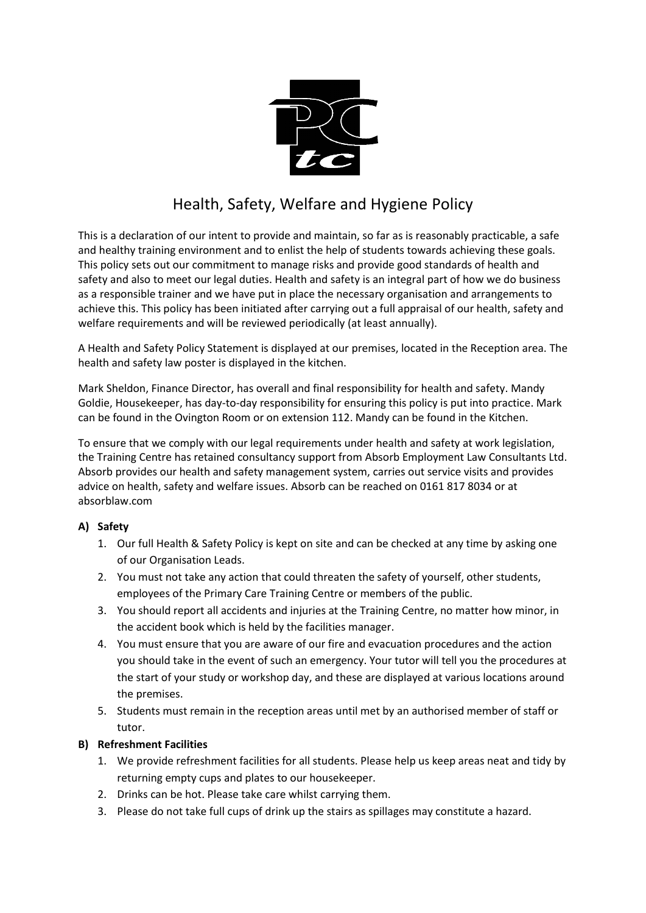# Health, Safety, Welfare and Hygiene Policy

This is a declaration of our intent to provide and maintain, so far as is reasonably practicable, a safe and healthy training environment and to enlist the help of students towards achieving these goals. This policy sets out our commitment to manage risks and provide good standards of health and safety and also to meet our legal duties. Health and safety is an integral part of how we do business as a responsible trainer and we have put in place the necessary organisation and arrangements to achieve this. This policy has been initiated after carrying out a full appraisal of our health, safety and welfare requirements and will be reviewed periodically (at least annually).

A Health and Safety Policy Statement is displayed at our premises, located in the Reception area. The health and safety law poster is displayed in the kitchen.

Mark Sheldon, Finance Director, has overall and final responsibility for health and safety. Mandy Goldie, Housekeeper, has day-to-day responsibility for ensuring this policy is put into practice. Mark can be found in the Ovington Room or on extension 112. Mandy can be found in the Kitchen.

To ensure that we comply with our legal requirements under health and safety at work legislation, the Training Centre has retained consultancy support from Absorb Employment Law Consultants Ltd. Absorb provides our health and safety management system, carries out service visits and provides advice on health, safety and welfare issues. Absorb can be reached on 0161 817 8034 or at absorblaw.com

**A) Safety**

1. Our full Health & Safety Policy is kept on site and can be checked at any time by asking one of our Organisation Leads.
2. You must not take any action that could threaten the safety of yourself, other students, employees of the Primary Care Training Centre or members of the public.
3. You should report all accidents and injuries at the Training Centre, no matter how minor, in the accident book which is held by the facilities manager.
4. You must ensure that you are aware of our fire and evacuation procedures and the action you should take in the event of such an emergency. Your tutor will tell you the procedures at the start of your study or workshop day, and these are displayed at various locations around the premises.
5. Students must remain in the reception areas until met by an authorised member of staff or tutor.

**B) Refreshment Facilities**

1. We provide refreshment facilities for all students. Please help us keep areas neat and tidy by returning empty cups and plates to our housekeeper.
2. Drinks can be hot. Please take care whilst carrying them.
3. Please do not take full cups of drink up the stairs as spillages may constitute a hazard.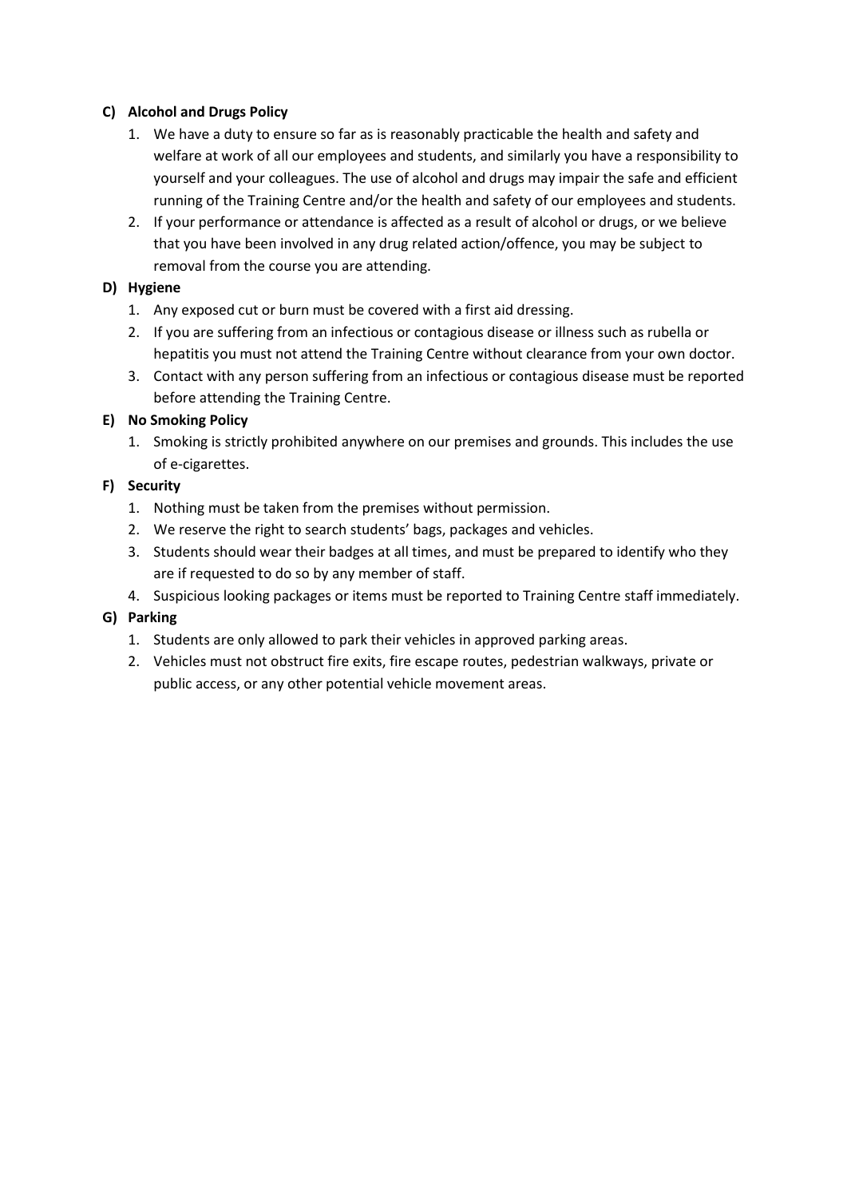**C) Alcohol and Drugs Policy**

1. We have a duty to ensure so far as is reasonably practicable the health and safety and welfare at work of all our employees and students, and similarly you have a responsibility to yourself and your colleagues. The use of alcohol and drugs may impair the safe and efficient running of the Training Centre and/or the health and safety of our employees and students.
2. If your performance or attendance is affected as a result of alcohol or drugs, or we believe that you have been involved in any drug related action/offence, you may be subject to removal from the course you are attending.

**D) Hygiene**

1. Any exposed cut or burn must be covered with a first aid dressing.
2. If you are suffering from an infectious or contagious disease or illness such as rubella or hepatitis you must not attend the Training Centre without clearance from your own doctor.
3. Contact with any person suffering from an infectious or contagious disease must be reported before attending the Training Centre.

**E) No Smoking Policy**

1. Smoking is strictly prohibited anywhere on our premises and grounds. This includes the use of e-cigarettes.

**F) Security**

1. Nothing must be taken from the premises without permission.
2. We reserve the right to search students' bags, packages and vehicles.
3. Students should wear their badges at all times, and must be prepared to identify who they are if requested to do so by any member of staff.
4. Suspicious looking packages or items must be reported to Training Centre staff immediately.

**G) Parking**

1. Students are only allowed to park their vehicles in approved parking areas.
2. Vehicles must not obstruct fire exits, fire escape routes, pedestrian walkways, private or public access, or any other potential vehicle movement areas.